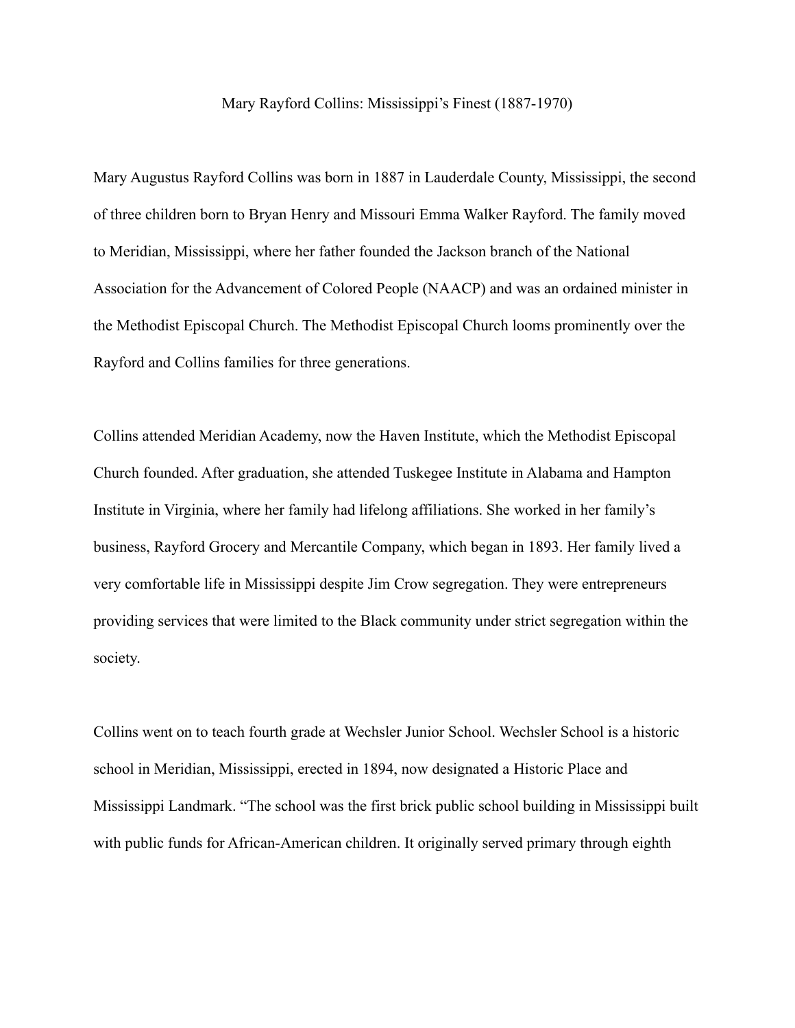# Mary Rayford Collins: Mississippi's Finest (1887-1970)

Mary Augustus Rayford Collins was born in 1887 in Lauderdale County, Mississippi, the second of three children born to Bryan Henry and Missouri Emma Walker Rayford. The family moved to Meridian, Mississippi, where her father founded the Jackson branch of the National Association for the Advancement of Colored People (NAACP) and was an ordained minister in the Methodist Episcopal Church. The Methodist Episcopal Church looms prominently over the Rayford and Collins families for three generations.

Collins attended Meridian Academy, now the Haven Institute, which the Methodist Episcopal Church founded. After graduation, she attended Tuskegee Institute in Alabama and Hampton Institute in Virginia, where her family had lifelong affiliations. She worked in her family's business, Rayford Grocery and Mercantile Company, which began in 1893. Her family lived a very comfortable life in Mississippi despite Jim Crow segregation. They were entrepreneurs providing services that were limited to the Black community under strict segregation within the society.

Collins went on to teach fourth grade at Wechsler Junior School. Wechsler School is a historic school in Meridian, Mississippi, erected in 1894, now designated a Historic Place and Mississippi Landmark. "The school was the first brick public school building in Mississippi built with public funds for African-American children. It originally served primary through eighth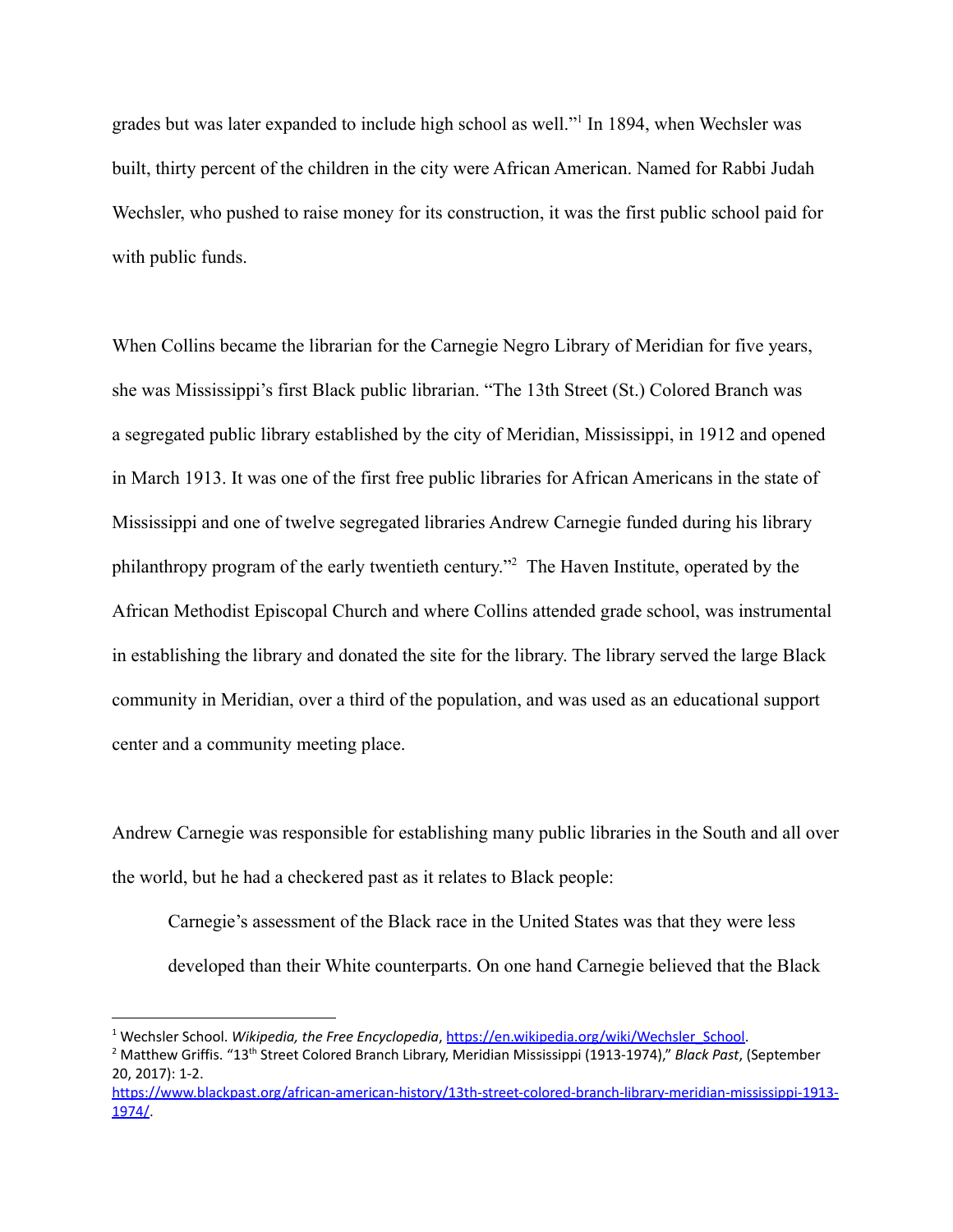grades but was later expanded to include high school as well."[1] In 1894, when Wechsler was built, thirty percent of the children in the city were African American. Named for Rabbi Judah Wechsler, who pushed to raise money for its construction, it was the first public school paid for with public funds.

When Collins became the librarian for the Carnegie Negro Library of Meridian for five years, she was Mississippi's first Black public librarian. "The 13th Street (St.) Colored Branch was a segregated public library established by the city of Meridian, Mississippi, in 1912 and opened in March 1913. It was one of the first free public libraries for African Americans in the state of Mississippi and one of twelve segregated libraries Andrew Carnegie funded during his library philanthropy program of the early twentieth century."[2] The Haven Institute, operated by the African Methodist Episcopal Church and where Collins attended grade school, was instrumental in establishing the library and donated the site for the library. The library served the large Black community in Meridian, over a third of the population, and was used as an educational support center and a community meeting place.

Andrew Carnegie was responsible for establishing many public libraries in the South and all over the world, but he had a checkered past as it relates to Black people:

> Carnegie's assessment of the Black race in the United States was that they were less developed than their White counterparts. On one hand Carnegie believed that the Black

---

[1] Wechsler School. *Wikipedia, the Free Encyclopedia*, https://en.wikipedia.org/wiki/Wechsler_School.

[2] Matthew Griffis. "13th Street Colored Branch Library, Meridian Mississippi (1913-1974)," *Black Past*, (September 20, 2017): 1-2. https://www.blackpast.org/african-american-history/13th-street-colored-branch-library-meridian-mississippi-1913-1974/.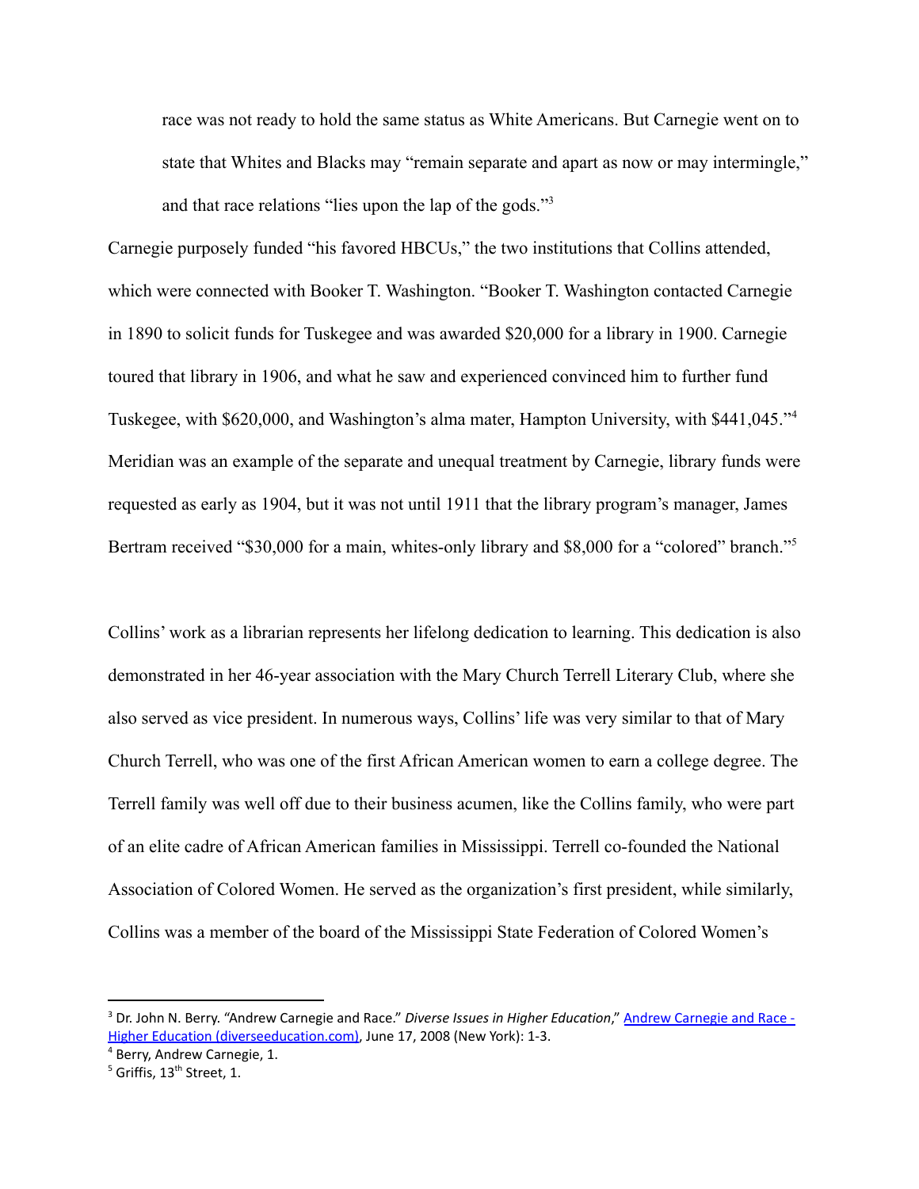race was not ready to hold the same status as White Americans. But Carnegie went on to state that Whites and Blacks may "remain separate and apart as now or may intermingle," and that race relations "lies upon the lap of the gods."[3]

Carnegie purposely funded "his favored HBCUs," the two institutions that Collins attended, which were connected with Booker T. Washington. "Booker T. Washington contacted Carnegie in 1890 to solicit funds for Tuskegee and was awarded $20,000 for a library in 1900. Carnegie toured that library in 1906, and what he saw and experienced convinced him to further fund Tuskegee, with $620,000, and Washington's alma mater, Hampton University, with $441,045."[4] Meridian was an example of the separate and unequal treatment by Carnegie, library funds were requested as early as 1904, but it was not until 1911 that the library program's manager, James Bertram received "$30,000 for a main, whites-only library and $8,000 for a "colored" branch."[5]

Collins' work as a librarian represents her lifelong dedication to learning. This dedication is also demonstrated in her 46-year association with the Mary Church Terrell Literary Club, where she also served as vice president. In numerous ways, Collins' life was very similar to that of Mary Church Terrell, who was one of the first African American women to earn a college degree. The Terrell family was well off due to their business acumen, like the Collins family, who were part of an elite cadre of African American families in Mississippi. Terrell co-founded the National Association of Colored Women. He served as the organization's first president, while similarly, Collins was a member of the board of the Mississippi State Federation of Colored Women's

---

[3] Dr. John N. Berry. "Andrew Carnegie and Race." *Diverse Issues in Higher Education*," Andrew Carnegie and Race - Higher Education (diverseeducation.com), June 17, 2008 (New York): 1-3.

[4] Berry, Andrew Carnegie, 1.

[5] Griffis, 13th Street, 1.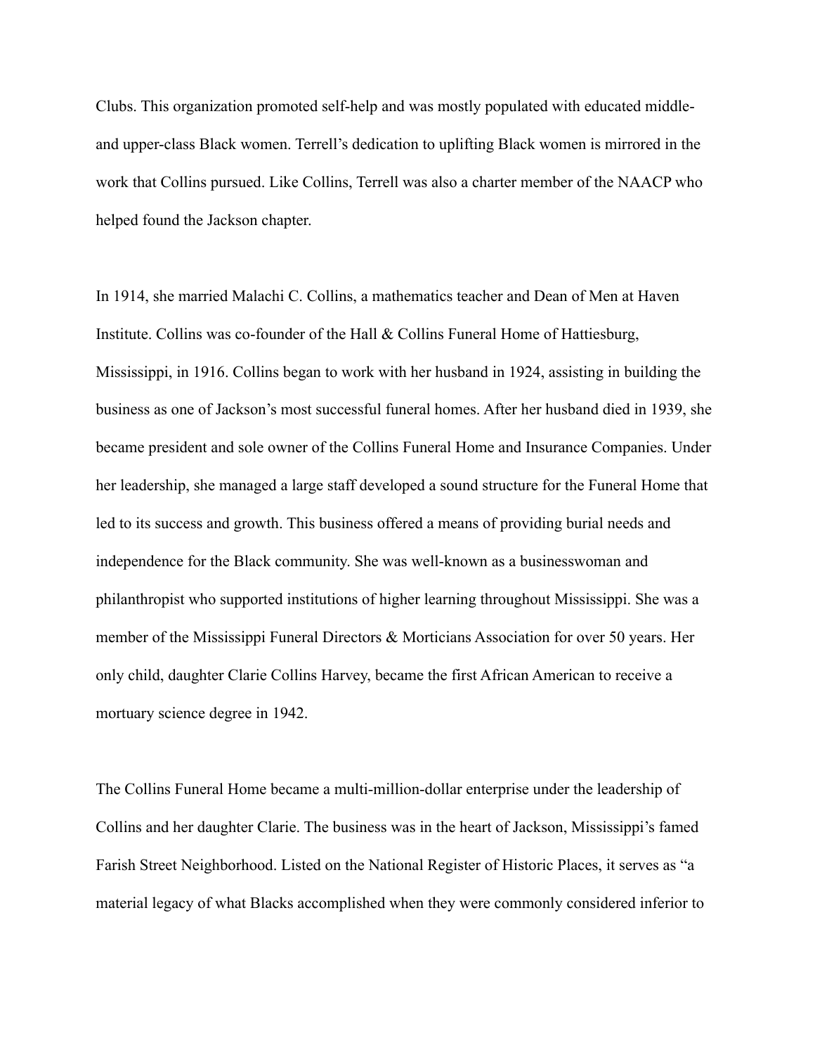Clubs. This organization promoted self-help and was mostly populated with educated middle- and upper-class Black women. Terrell's dedication to uplifting Black women is mirrored in the work that Collins pursued. Like Collins, Terrell was also a charter member of the NAACP who helped found the Jackson chapter.

In 1914, she married Malachi C. Collins, a mathematics teacher and Dean of Men at Haven Institute. Collins was co-founder of the Hall & Collins Funeral Home of Hattiesburg, Mississippi, in 1916. Collins began to work with her husband in 1924, assisting in building the business as one of Jackson's most successful funeral homes. After her husband died in 1939, she became president and sole owner of the Collins Funeral Home and Insurance Companies. Under her leadership, she managed a large staff developed a sound structure for the Funeral Home that led to its success and growth. This business offered a means of providing burial needs and independence for the Black community. She was well-known as a businesswoman and philanthropist who supported institutions of higher learning throughout Mississippi. She was a member of the Mississippi Funeral Directors & Morticians Association for over 50 years. Her only child, daughter Clarie Collins Harvey, became the first African American to receive a mortuary science degree in 1942.

The Collins Funeral Home became a multi-million-dollar enterprise under the leadership of Collins and her daughter Clarie. The business was in the heart of Jackson, Mississippi's famed Farish Street Neighborhood. Listed on the National Register of Historic Places, it serves as "a material legacy of what Blacks accomplished when they were commonly considered inferior to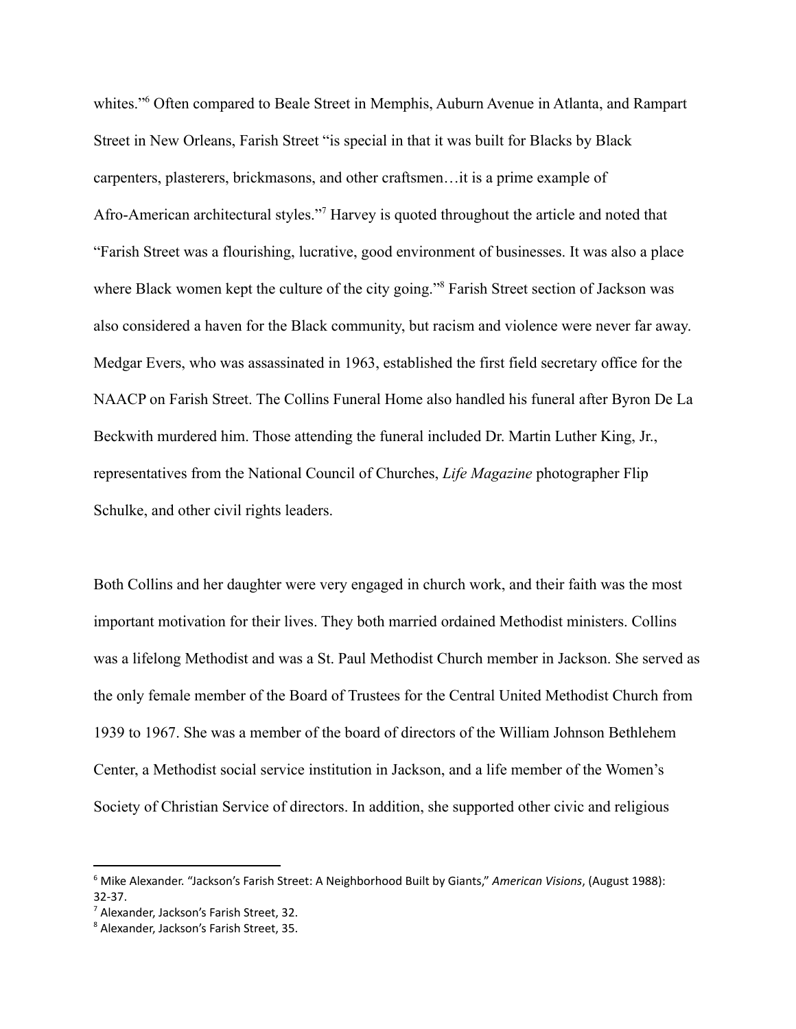whites."[6] Often compared to Beale Street in Memphis, Auburn Avenue in Atlanta, and Rampart Street in New Orleans, Farish Street "is special in that it was built for Blacks by Black carpenters, plasterers, brickmasons, and other craftsmen…it is a prime example of Afro-American architectural styles."[7] Harvey is quoted throughout the article and noted that "Farish Street was a flourishing, lucrative, good environment of businesses. It was also a place where Black women kept the culture of the city going."[8] Farish Street section of Jackson was also considered a haven for the Black community, but racism and violence were never far away. Medgar Evers, who was assassinated in 1963, established the first field secretary office for the NAACP on Farish Street. The Collins Funeral Home also handled his funeral after Byron De La Beckwith murdered him. Those attending the funeral included Dr. Martin Luther King, Jr., representatives from the National Council of Churches, *Life Magazine* photographer Flip Schulke, and other civil rights leaders.

Both Collins and her daughter were very engaged in church work, and their faith was the most important motivation for their lives. They both married ordained Methodist ministers. Collins was a lifelong Methodist and was a St. Paul Methodist Church member in Jackson. She served as the only female member of the Board of Trustees for the Central United Methodist Church from 1939 to 1967. She was a member of the board of directors of the William Johnson Bethlehem Center, a Methodist social service institution in Jackson, and a life member of the Women's Society of Christian Service of directors. In addition, she supported other civic and religious

---

[6] Mike Alexander. "Jackson's Farish Street: A Neighborhood Built by Giants," *American Visions*, (August 1988): 32-37.

[7] Alexander, Jackson's Farish Street, 32.

[8] Alexander, Jackson's Farish Street, 35.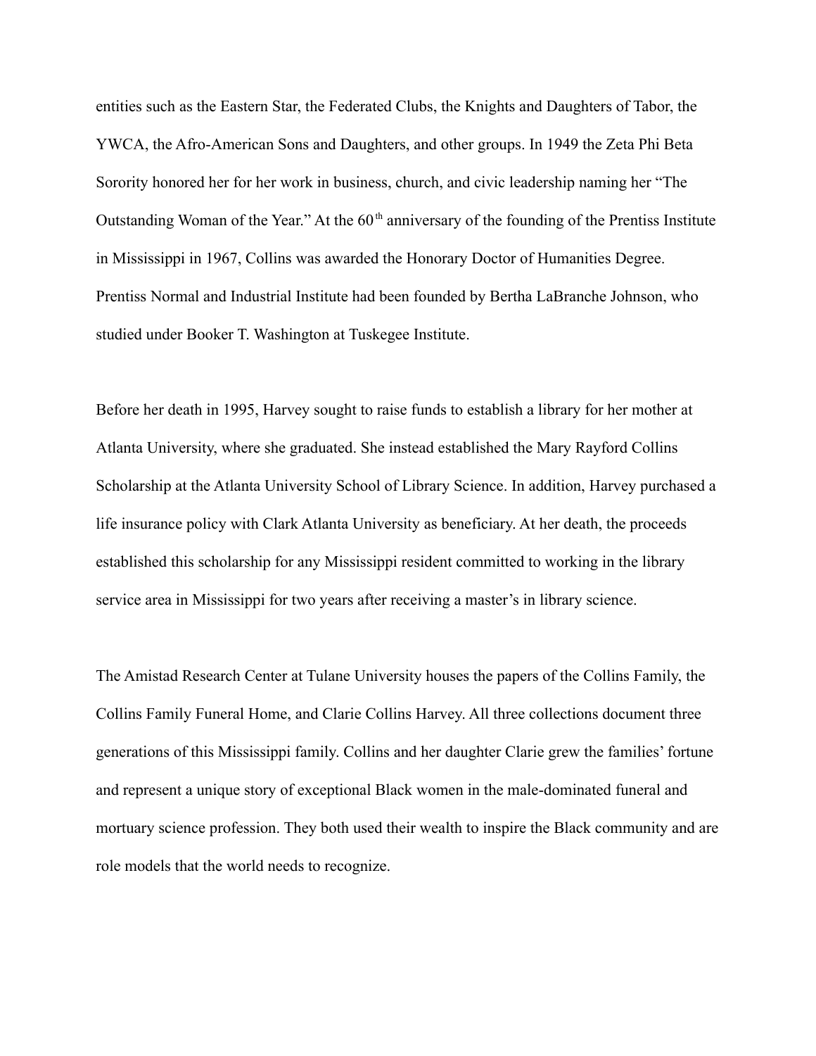entities such as the Eastern Star, the Federated Clubs, the Knights and Daughters of Tabor, the YWCA, the Afro-American Sons and Daughters, and other groups. In 1949 the Zeta Phi Beta Sorority honored her for her work in business, church, and civic leadership naming her "The Outstanding Woman of the Year." At the 60th anniversary of the founding of the Prentiss Institute in Mississippi in 1967, Collins was awarded the Honorary Doctor of Humanities Degree. Prentiss Normal and Industrial Institute had been founded by Bertha LaBranche Johnson, who studied under Booker T. Washington at Tuskegee Institute.

Before her death in 1995, Harvey sought to raise funds to establish a library for her mother at Atlanta University, where she graduated. She instead established the Mary Rayford Collins Scholarship at the Atlanta University School of Library Science. In addition, Harvey purchased a life insurance policy with Clark Atlanta University as beneficiary. At her death, the proceeds established this scholarship for any Mississippi resident committed to working in the library service area in Mississippi for two years after receiving a master's in library science.

The Amistad Research Center at Tulane University houses the papers of the Collins Family, the Collins Family Funeral Home, and Clarie Collins Harvey. All three collections document three generations of this Mississippi family. Collins and her daughter Clarie grew the families' fortune and represent a unique story of exceptional Black women in the male-dominated funeral and mortuary science profession. They both used their wealth to inspire the Black community and are role models that the world needs to recognize.